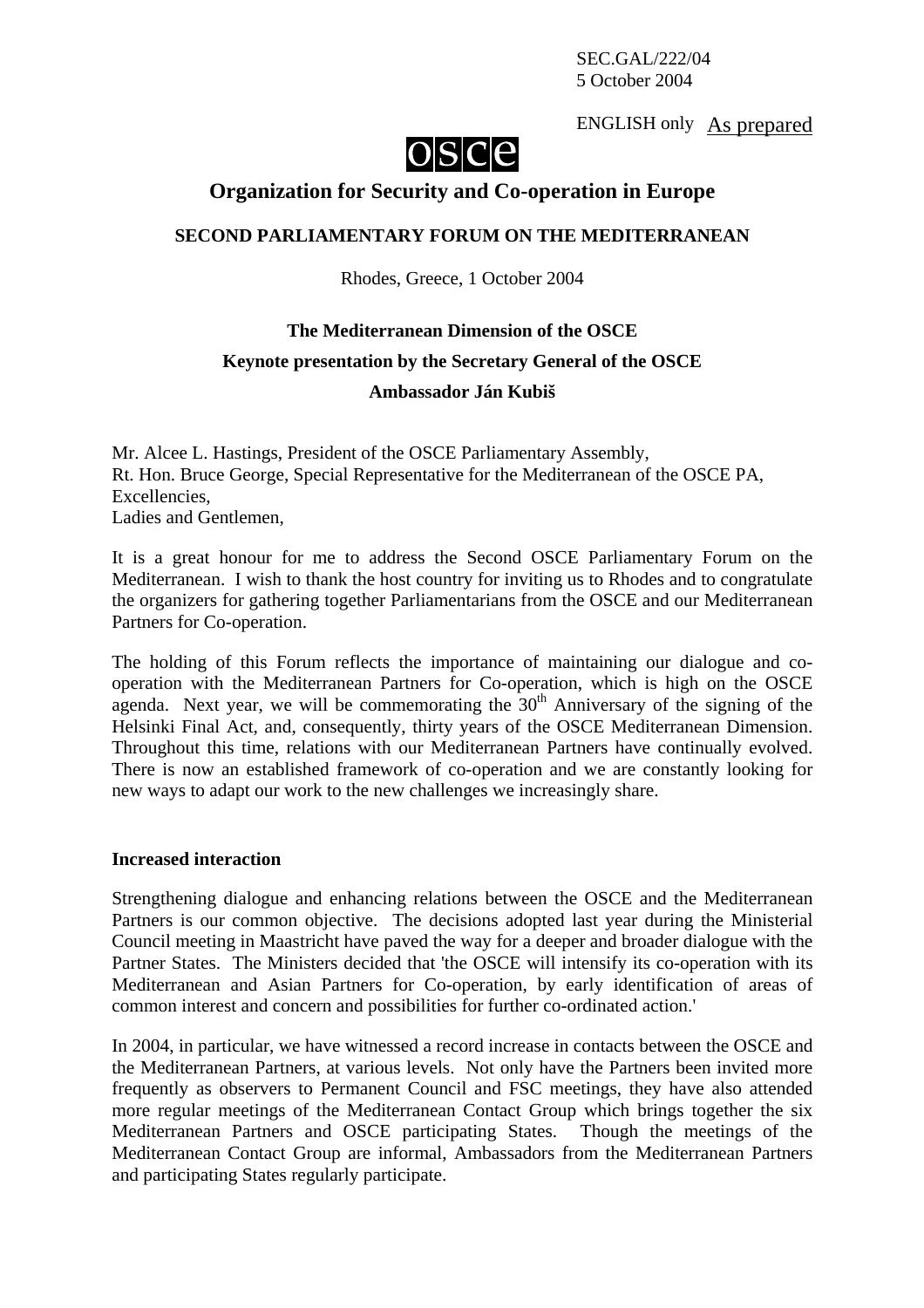SEC.GAL/222/04
5 October 2004

ENGLISH only As prepared

osce

# Organization for Security and Co-operation in Europe

## SECOND PARLIAMENTARY FORUM ON THE MEDITERRANEAN

Rhodes, Greece, 1 October 2004

## The Mediterranean Dimension of the OSCE

### Keynote presentation by the Secretary General of the OSCE

### Ambassador Ján Kubiš

Mr. Alcee L. Hastings, President of the OSCE Parliamentary Assembly,
Rt. Hon. Bruce George, Special Representative for the Mediterranean of the OSCE PA,
Excellencies,
Ladies and Gentlemen,

It is a great honour for me to address the Second OSCE Parliamentary Forum on the Mediterranean. I wish to thank the host country for inviting us to Rhodes and to congratulate the organizers for gathering together Parliamentarians from the OSCE and our Mediterranean Partners for Co-operation.

The holding of this Forum reflects the importance of maintaining our dialogue and co-operation with the Mediterranean Partners for Co-operation, which is high on the OSCE agenda. Next year, we will be commemorating the 30th Anniversary of the signing of the Helsinki Final Act, and, consequently, thirty years of the OSCE Mediterranean Dimension. Throughout this time, relations with our Mediterranean Partners have continually evolved. There is now an established framework of co-operation and we are constantly looking for new ways to adapt our work to the new challenges we increasingly share.

### Increased interaction

Strengthening dialogue and enhancing relations between the OSCE and the Mediterranean Partners is our common objective. The decisions adopted last year during the Ministerial Council meeting in Maastricht have paved the way for a deeper and broader dialogue with the Partner States. The Ministers decided that 'the OSCE will intensify its co-operation with its Mediterranean and Asian Partners for Co-operation, by early identification of areas of common interest and concern and possibilities for further co-ordinated action.'

In 2004, in particular, we have witnessed a record increase in contacts between the OSCE and the Mediterranean Partners, at various levels. Not only have the Partners been invited more frequently as observers to Permanent Council and FSC meetings, they have also attended more regular meetings of the Mediterranean Contact Group which brings together the six Mediterranean Partners and OSCE participating States. Though the meetings of the Mediterranean Contact Group are informal, Ambassadors from the Mediterranean Partners and participating States regularly participate.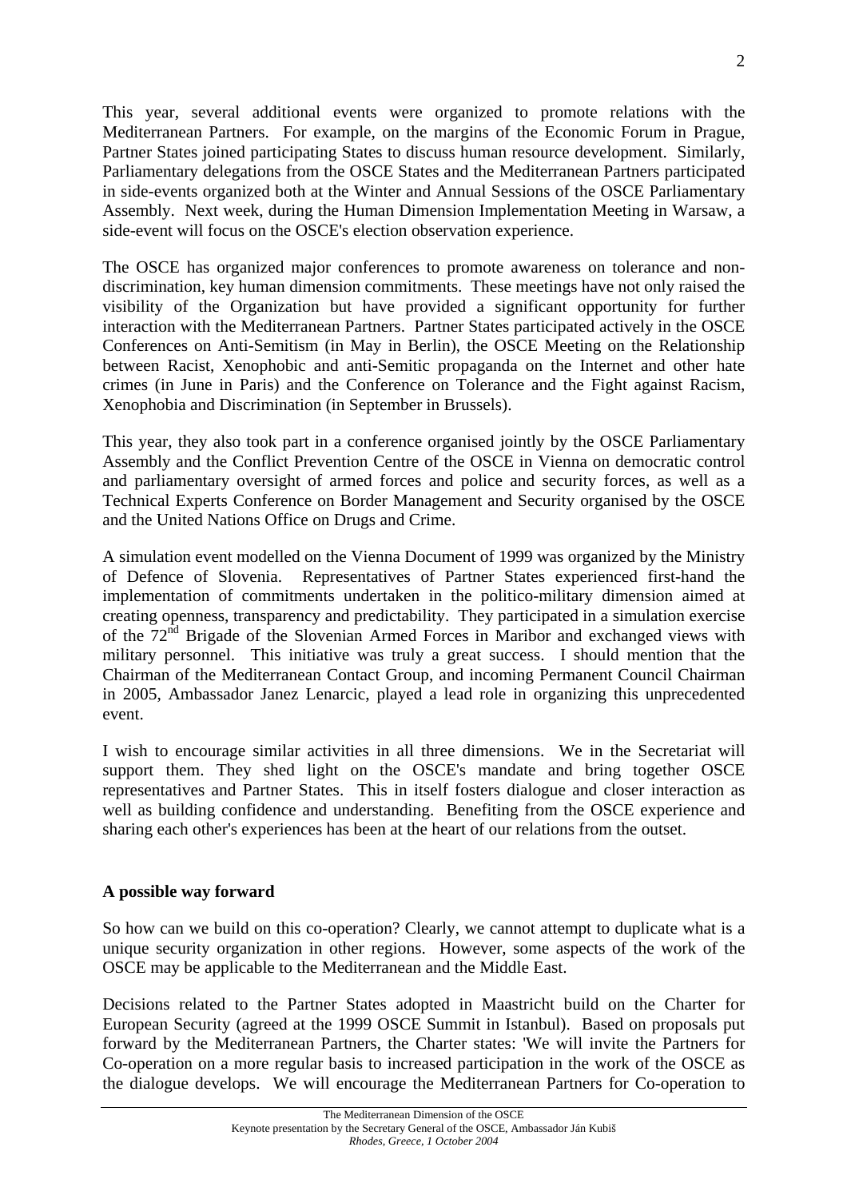This year, several additional events were organized to promote relations with the Mediterranean Partners. For example, on the margins of the Economic Forum in Prague, Partner States joined participating States to discuss human resource development. Similarly, Parliamentary delegations from the OSCE States and the Mediterranean Partners participated in side-events organized both at the Winter and Annual Sessions of the OSCE Parliamentary Assembly. Next week, during the Human Dimension Implementation Meeting in Warsaw, a side-event will focus on the OSCE's election observation experience.

The OSCE has organized major conferences to promote awareness on tolerance and non-discrimination, key human dimension commitments. These meetings have not only raised the visibility of the Organization but have provided a significant opportunity for further interaction with the Mediterranean Partners. Partner States participated actively in the OSCE Conferences on Anti-Semitism (in May in Berlin), the OSCE Meeting on the Relationship between Racist, Xenophobic and anti-Semitic propaganda on the Internet and other hate crimes (in June in Paris) and the Conference on Tolerance and the Fight against Racism, Xenophobia and Discrimination (in September in Brussels).

This year, they also took part in a conference organised jointly by the OSCE Parliamentary Assembly and the Conflict Prevention Centre of the OSCE in Vienna on democratic control and parliamentary oversight of armed forces and police and security forces, as well as a Technical Experts Conference on Border Management and Security organised by the OSCE and the United Nations Office on Drugs and Crime.

A simulation event modelled on the Vienna Document of 1999 was organized by the Ministry of Defence of Slovenia. Representatives of Partner States experienced first-hand the implementation of commitments undertaken in the politico-military dimension aimed at creating openness, transparency and predictability. They participated in a simulation exercise of the 72nd Brigade of the Slovenian Armed Forces in Maribor and exchanged views with military personnel. This initiative was truly a great success. I should mention that the Chairman of the Mediterranean Contact Group, and incoming Permanent Council Chairman in 2005, Ambassador Janez Lenarcic, played a lead role in organizing this unprecedented event.

I wish to encourage similar activities in all three dimensions. We in the Secretariat will support them. They shed light on the OSCE's mandate and bring together OSCE representatives and Partner States. This in itself fosters dialogue and closer interaction as well as building confidence and understanding. Benefiting from the OSCE experience and sharing each other's experiences has been at the heart of our relations from the outset.

**A possible way forward**

So how can we build on this co-operation? Clearly, we cannot attempt to duplicate what is a unique security organization in other regions. However, some aspects of the work of the OSCE may be applicable to the Mediterranean and the Middle East.

Decisions related to the Partner States adopted in Maastricht build on the Charter for European Security (agreed at the 1999 OSCE Summit in Istanbul). Based on proposals put forward by the Mediterranean Partners, the Charter states: 'We will invite the Partners for Co-operation on a more regular basis to increased participation in the work of the OSCE as the dialogue develops. We will encourage the Mediterranean Partners for Co-operation to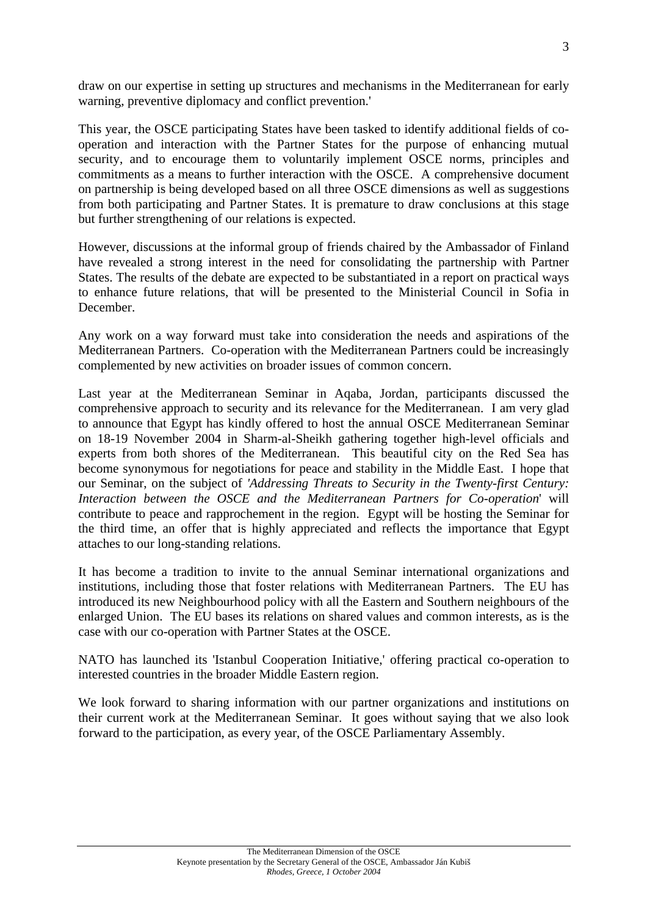draw on our expertise in setting up structures and mechanisms in the Mediterranean for early warning, preventive diplomacy and conflict prevention.'

This year, the OSCE participating States have been tasked to identify additional fields of co-operation and interaction with the Partner States for the purpose of enhancing mutual security, and to encourage them to voluntarily implement OSCE norms, principles and commitments as a means to further interaction with the OSCE. A comprehensive document on partnership is being developed based on all three OSCE dimensions as well as suggestions from both participating and Partner States. It is premature to draw conclusions at this stage but further strengthening of our relations is expected.

However, discussions at the informal group of friends chaired by the Ambassador of Finland have revealed a strong interest in the need for consolidating the partnership with Partner States. The results of the debate are expected to be substantiated in a report on practical ways to enhance future relations, that will be presented to the Ministerial Council in Sofia in December.

Any work on a way forward must take into consideration the needs and aspirations of the Mediterranean Partners. Co-operation with the Mediterranean Partners could be increasingly complemented by new activities on broader issues of common concern.

Last year at the Mediterranean Seminar in Aqaba, Jordan, participants discussed the comprehensive approach to security and its relevance for the Mediterranean. I am very glad to announce that Egypt has kindly offered to host the annual OSCE Mediterranean Seminar on 18-19 November 2004 in Sharm-al-Sheikh gathering together high-level officials and experts from both shores of the Mediterranean. This beautiful city on the Red Sea has become synonymous for negotiations for peace and stability in the Middle East. I hope that our Seminar, on the subject of '*Addressing Threats to Security in the Twenty-first Century: Interaction between the OSCE and the Mediterranean Partners for Co-operation*' will contribute to peace and rapprochement in the region. Egypt will be hosting the Seminar for the third time, an offer that is highly appreciated and reflects the importance that Egypt attaches to our long-standing relations.

It has become a tradition to invite to the annual Seminar international organizations and institutions, including those that foster relations with Mediterranean Partners. The EU has introduced its new Neighbourhood policy with all the Eastern and Southern neighbours of the enlarged Union. The EU bases its relations on shared values and common interests, as is the case with our co-operation with Partner States at the OSCE.

NATO has launched its 'Istanbul Cooperation Initiative,' offering practical co-operation to interested countries in the broader Middle Eastern region.

We look forward to sharing information with our partner organizations and institutions on their current work at the Mediterranean Seminar. It goes without saying that we also look forward to the participation, as every year, of the OSCE Parliamentary Assembly.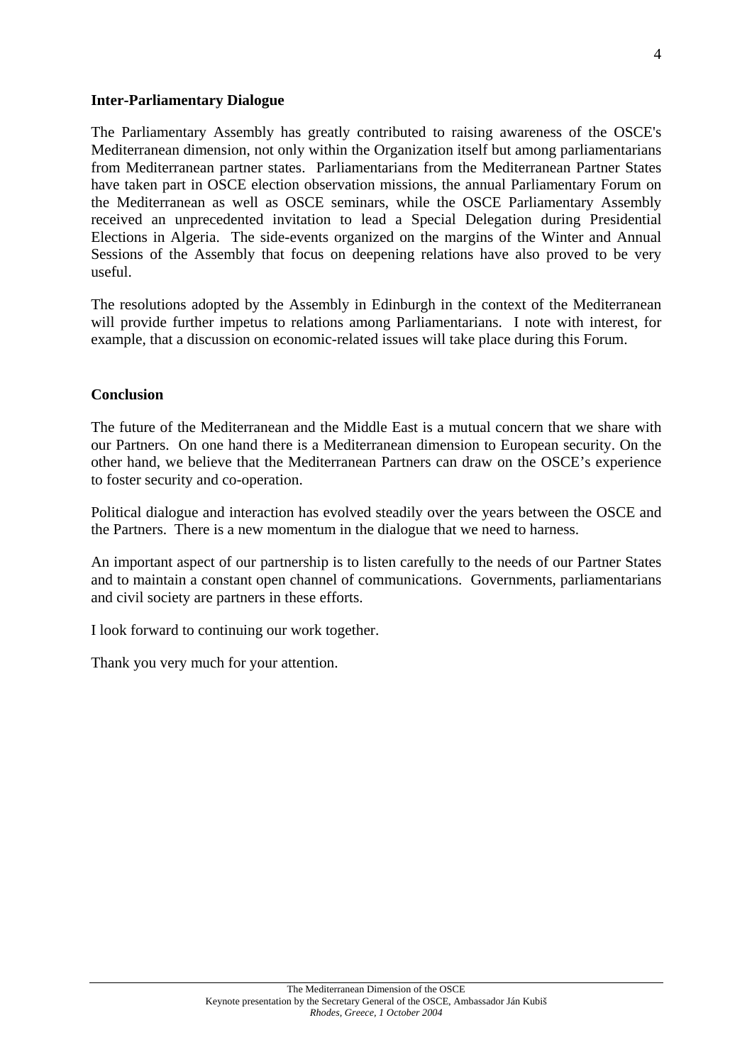**Inter-Parliamentary Dialogue**

The Parliamentary Assembly has greatly contributed to raising awareness of the OSCE's Mediterranean dimension, not only within the Organization itself but among parliamentarians from Mediterranean partner states. Parliamentarians from the Mediterranean Partner States have taken part in OSCE election observation missions, the annual Parliamentary Forum on the Mediterranean as well as OSCE seminars, while the OSCE Parliamentary Assembly received an unprecedented invitation to lead a Special Delegation during Presidential Elections in Algeria. The side-events organized on the margins of the Winter and Annual Sessions of the Assembly that focus on deepening relations have also proved to be very useful.

The resolutions adopted by the Assembly in Edinburgh in the context of the Mediterranean will provide further impetus to relations among Parliamentarians. I note with interest, for example, that a discussion on economic-related issues will take place during this Forum.

**Conclusion**

The future of the Mediterranean and the Middle East is a mutual concern that we share with our Partners. On one hand there is a Mediterranean dimension to European security. On the other hand, we believe that the Mediterranean Partners can draw on the OSCE's experience to foster security and co-operation.

Political dialogue and interaction has evolved steadily over the years between the OSCE and the Partners. There is a new momentum in the dialogue that we need to harness.

An important aspect of our partnership is to listen carefully to the needs of our Partner States and to maintain a constant open channel of communications. Governments, parliamentarians and civil society are partners in these efforts.

I look forward to continuing our work together.

Thank you very much for your attention.